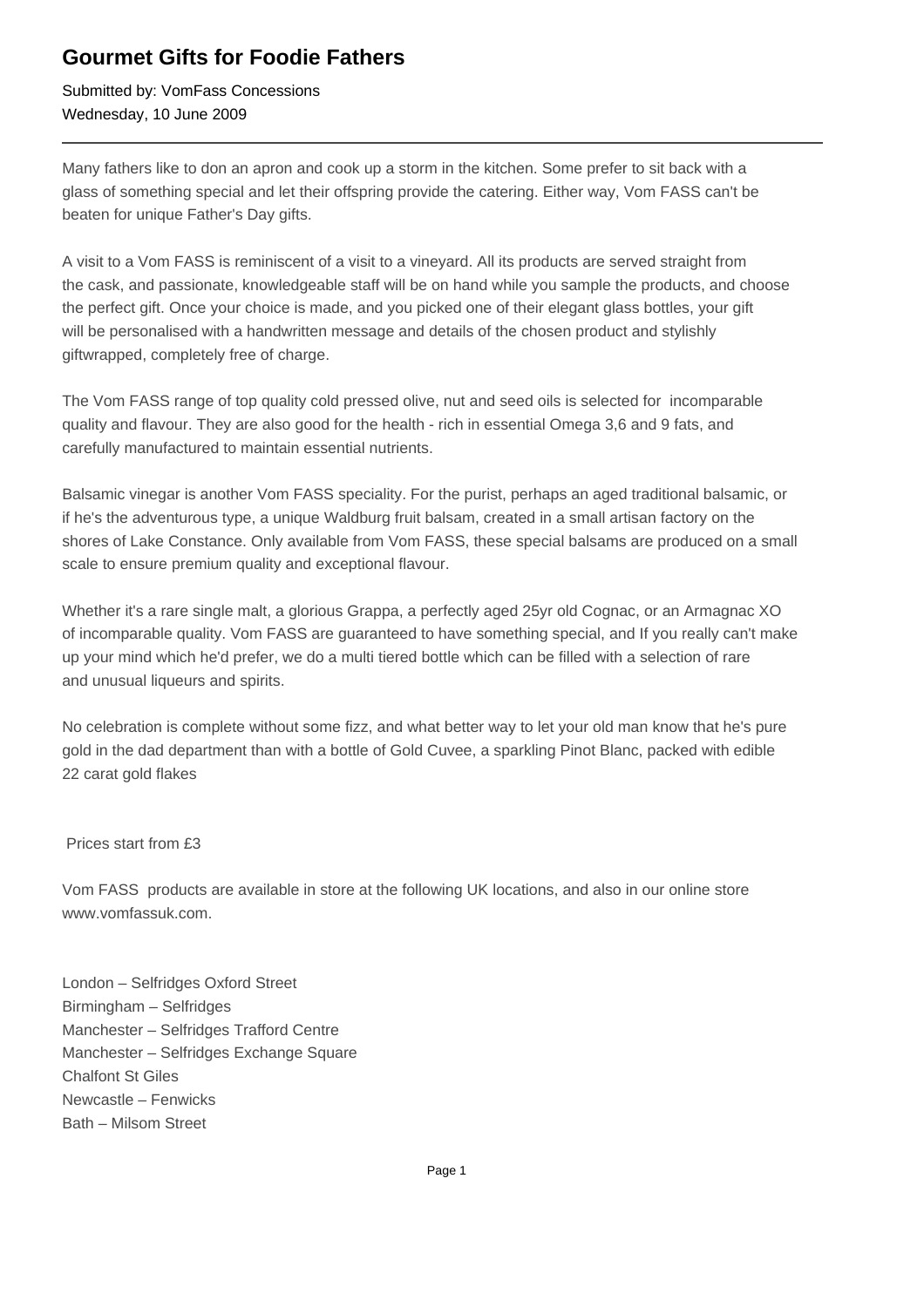# Gourmet Gifts for Foodie Fathers

Submitted by: VomFass Concessions
Wednesday, 10 June 2009

---

Many fathers like to don an apron and cook up a storm in the kitchen. Some prefer to sit back with a glass of something special and let their offspring provide the catering. Either way, Vom FASS can't be beaten for unique Father's Day gifts.

A visit to a Vom FASS is reminiscent of a visit to a vineyard. All its products are served straight from the cask, and passionate, knowledgeable staff will be on hand while you sample the products, and choose the perfect gift. Once your choice is made, and you picked one of their elegant glass bottles, your gift will be personalised with a handwritten message and details of the chosen product and stylishly giftwrapped, completely free of charge.

The Vom FASS range of top quality cold pressed olive, nut and seed oils is selected for incomparable quality and flavour. They are also good for the health - rich in essential Omega 3,6 and 9 fats, and carefully manufactured to maintain essential nutrients.

Balsamic vinegar is another Vom FASS speciality. For the purist, perhaps an aged traditional balsamic, or if he's the adventurous type, a unique Waldburg fruit balsam, created in a small artisan factory on the shores of Lake Constance. Only available from Vom FASS, these special balsams are produced on a small scale to ensure premium quality and exceptional flavour.

Whether it's a rare single malt, a glorious Grappa, a perfectly aged 25yr old Cognac, or an Armagnac XO of incomparable quality. Vom FASS are guaranteed to have something special, and If you really can't make up your mind which he'd prefer, we do a multi tiered bottle which can be filled with a selection of rare and unusual liqueurs and spirits.

No celebration is complete without some fizz, and what better way to let your old man know that he's pure gold in the dad department than with a bottle of Gold Cuvee, a sparkling Pinot Blanc, packed with edible 22 carat gold flakes

Prices start from £3

Vom FASS products are available in store at the following UK locations, and also in our online store www.vomfassuk.com.

London – Selfridges Oxford Street
Birmingham – Selfridges
Manchester – Selfridges Trafford Centre
Manchester – Selfridges Exchange Square
Chalfont St Giles
Newcastle – Fenwicks
Bath – Milsom Street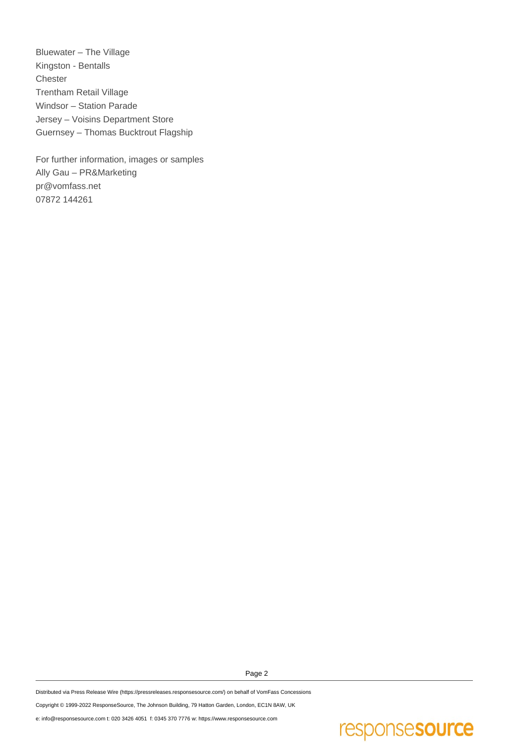Bluewater – The Village
Kingston - Bentalls
Chester
Trentham Retail Village
Windsor – Station Parade
Jersey – Voisins Department Store
Guernsey – Thomas Bucktrout Flagship

For further information, images or samples
Ally Gau – PR&Marketing
pr@vomfass.net
07872 144261

Distributed via Press Release Wire (https://pressreleases.responsesource.com/) on behalf of VomFass Concessions

Copyright © 1999-2022 ResponseSource, The Johnson Building, 79 Hatton Garden, London, EC1N 8AW, UK

e: info@responsesource.com t: 020 3426 4051 f: 0345 370 7776 w: https://www.responsesource.com